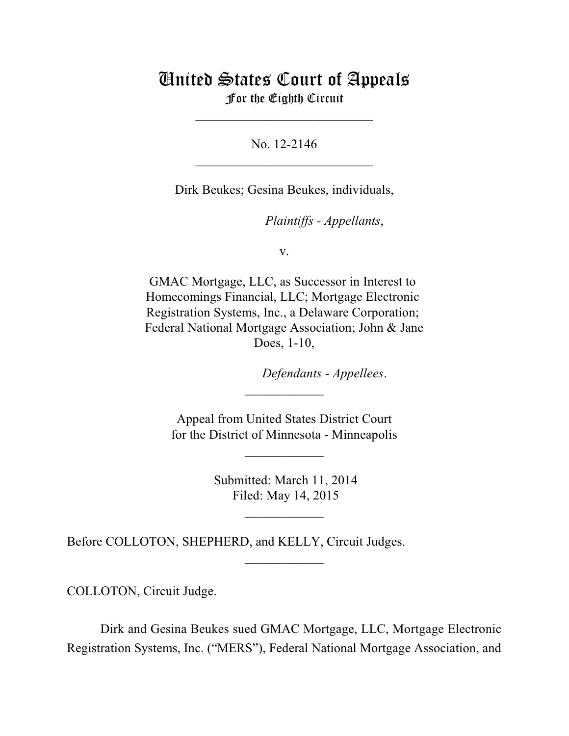# United States Court of Appeals
## For the Eighth Circuit

---

No. 12-2146

---

Dirk Beukes; Gesina Beukes, individuals,

*Plaintiffs - Appellants*,

v.

GMAC Mortgage, LLC, as Successor in Interest to Homecomings Financial, LLC; Mortgage Electronic Registration Systems, Inc., a Delaware Corporation; Federal National Mortgage Association; John & Jane Does, 1-10,

*Defendants - Appellees*.

---

Appeal from United States District Court for the District of Minnesota - Minneapolis

---

Submitted: March 11, 2014
Filed: May 14, 2015

---

Before COLLOTON, SHEPHERD, and KELLY, Circuit Judges.

---

COLLOTON, Circuit Judge.

Dirk and Gesina Beukes sued GMAC Mortgage, LLC, Mortgage Electronic Registration Systems, Inc. ("MERS"), Federal National Mortgage Association, and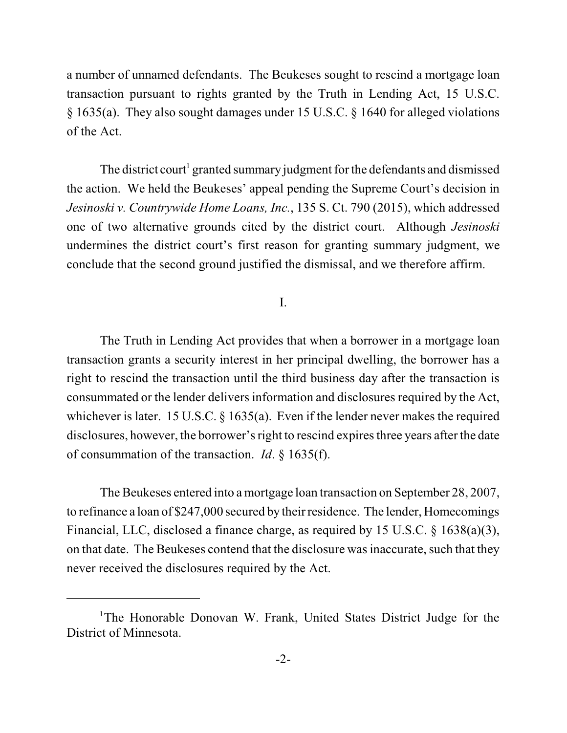a number of unnamed defendants. The Beukeses sought to rescind a mortgage loan transaction pursuant to rights granted by the Truth in Lending Act, 15 U.S.C. § 1635(a). They also sought damages under 15 U.S.C. § 1640 for alleged violations of the Act.

The district court[1] granted summary judgment for the defendants and dismissed the action. We held the Beukeses' appeal pending the Supreme Court's decision in *Jesinoski v. Countrywide Home Loans, Inc.*, 135 S. Ct. 790 (2015), which addressed one of two alternative grounds cited by the district court. Although *Jesinoski* undermines the district court's first reason for granting summary judgment, we conclude that the second ground justified the dismissal, and we therefore affirm.

I.

The Truth in Lending Act provides that when a borrower in a mortgage loan transaction grants a security interest in her principal dwelling, the borrower has a right to rescind the transaction until the third business day after the transaction is consummated or the lender delivers information and disclosures required by the Act, whichever is later. 15 U.S.C. § 1635(a). Even if the lender never makes the required disclosures, however, the borrower's right to rescind expires three years after the date of consummation of the transaction. *Id*. § 1635(f).

The Beukeses entered into a mortgage loan transaction on September 28, 2007, to refinance a loan of $247,000 secured by their residence. The lender, Homecomings Financial, LLC, disclosed a finance charge, as required by 15 U.S.C. § 1638(a)(3), on that date. The Beukeses contend that the disclosure was inaccurate, such that they never received the disclosures required by the Act.

[1] The Honorable Donovan W. Frank, United States District Judge for the District of Minnesota.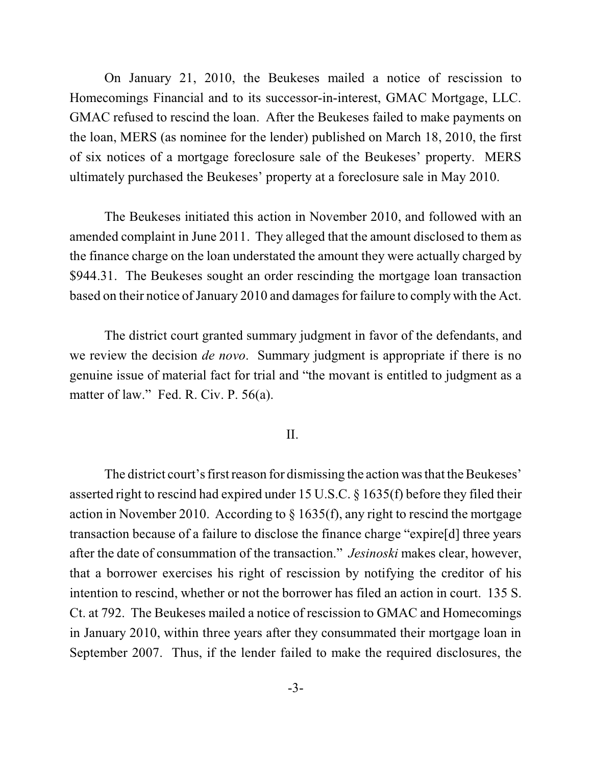On January 21, 2010, the Beukeses mailed a notice of rescission to Homecomings Financial and to its successor-in-interest, GMAC Mortgage, LLC. GMAC refused to rescind the loan. After the Beukeses failed to make payments on the loan, MERS (as nominee for the lender) published on March 18, 2010, the first of six notices of a mortgage foreclosure sale of the Beukeses' property. MERS ultimately purchased the Beukeses' property at a foreclosure sale in May 2010.

The Beukeses initiated this action in November 2010, and followed with an amended complaint in June 2011. They alleged that the amount disclosed to them as the finance charge on the loan understated the amount they were actually charged by $944.31. The Beukeses sought an order rescinding the mortgage loan transaction based on their notice of January 2010 and damages for failure to comply with the Act.

The district court granted summary judgment in favor of the defendants, and we review the decision *de novo*. Summary judgment is appropriate if there is no genuine issue of material fact for trial and "the movant is entitled to judgment as a matter of law." Fed. R. Civ. P. 56(a).

## II.

The district court's first reason for dismissing the action was that the Beukeses' asserted right to rescind had expired under 15 U.S.C. § 1635(f) before they filed their action in November 2010. According to § 1635(f), any right to rescind the mortgage transaction because of a failure to disclose the finance charge "expire[d] three years after the date of consummation of the transaction." *Jesinoski* makes clear, however, that a borrower exercises his right of rescission by notifying the creditor of his intention to rescind, whether or not the borrower has filed an action in court. 135 S. Ct. at 792. The Beukeses mailed a notice of rescission to GMAC and Homecomings in January 2010, within three years after they consummated their mortgage loan in September 2007. Thus, if the lender failed to make the required disclosures, the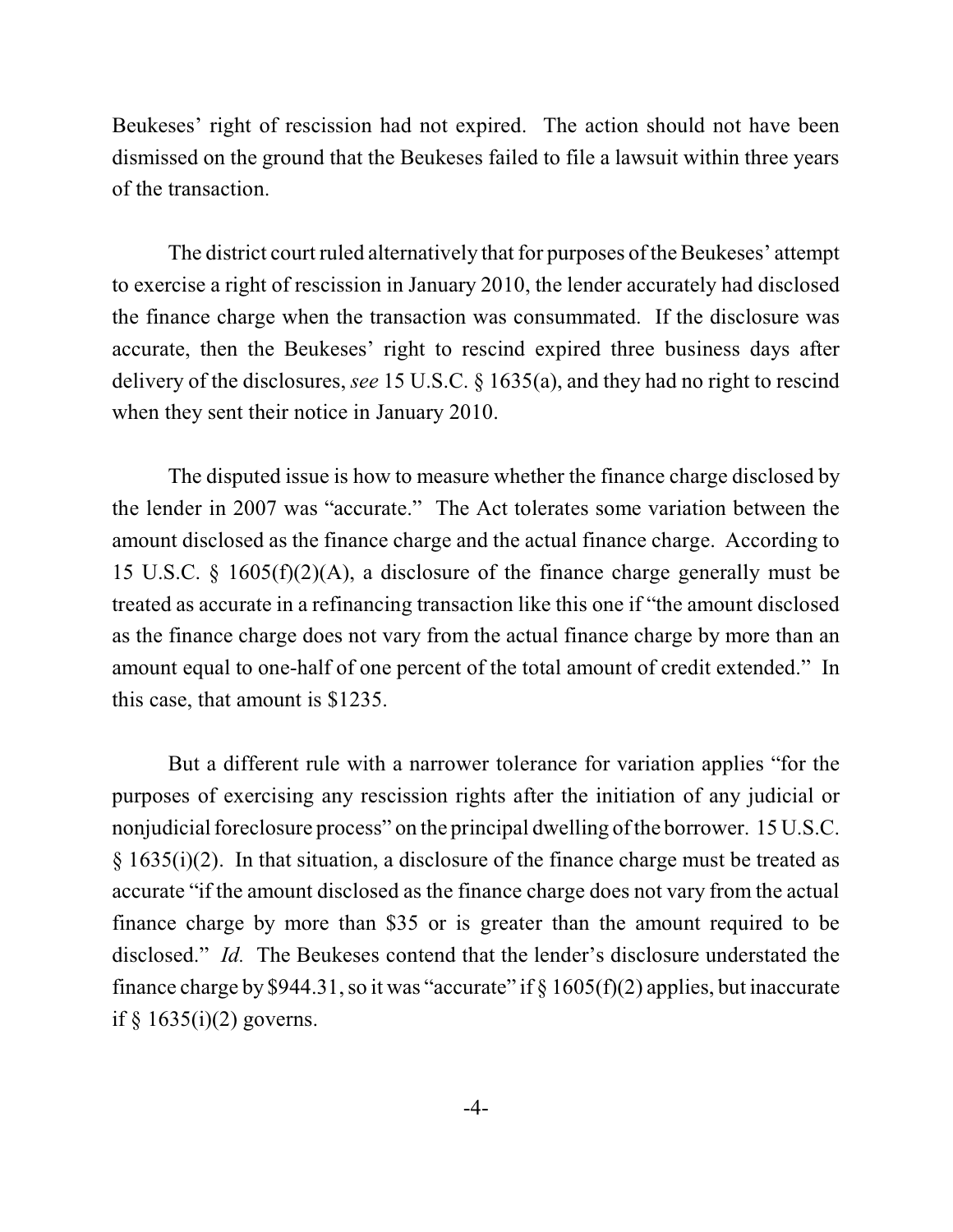Beukeses' right of rescission had not expired. The action should not have been dismissed on the ground that the Beukeses failed to file a lawsuit within three years of the transaction.

The district court ruled alternatively that for purposes of the Beukeses' attempt to exercise a right of rescission in January 2010, the lender accurately had disclosed the finance charge when the transaction was consummated. If the disclosure was accurate, then the Beukeses' right to rescind expired three business days after delivery of the disclosures, *see* 15 U.S.C. § 1635(a), and they had no right to rescind when they sent their notice in January 2010.

The disputed issue is how to measure whether the finance charge disclosed by the lender in 2007 was "accurate." The Act tolerates some variation between the amount disclosed as the finance charge and the actual finance charge. According to 15 U.S.C. § 1605(f)(2)(A), a disclosure of the finance charge generally must be treated as accurate in a refinancing transaction like this one if "the amount disclosed as the finance charge does not vary from the actual finance charge by more than an amount equal to one-half of one percent of the total amount of credit extended." In this case, that amount is $1235.

But a different rule with a narrower tolerance for variation applies "for the purposes of exercising any rescission rights after the initiation of any judicial or nonjudicial foreclosure process" on the principal dwelling of the borrower. 15 U.S.C. § 1635(i)(2). In that situation, a disclosure of the finance charge must be treated as accurate "if the amount disclosed as the finance charge does not vary from the actual finance charge by more than $35 or is greater than the amount required to be disclosed." *Id.* The Beukeses contend that the lender's disclosure understated the finance charge by $944.31, so it was "accurate" if § 1605(f)(2) applies, but inaccurate if § 1635(i)(2) governs.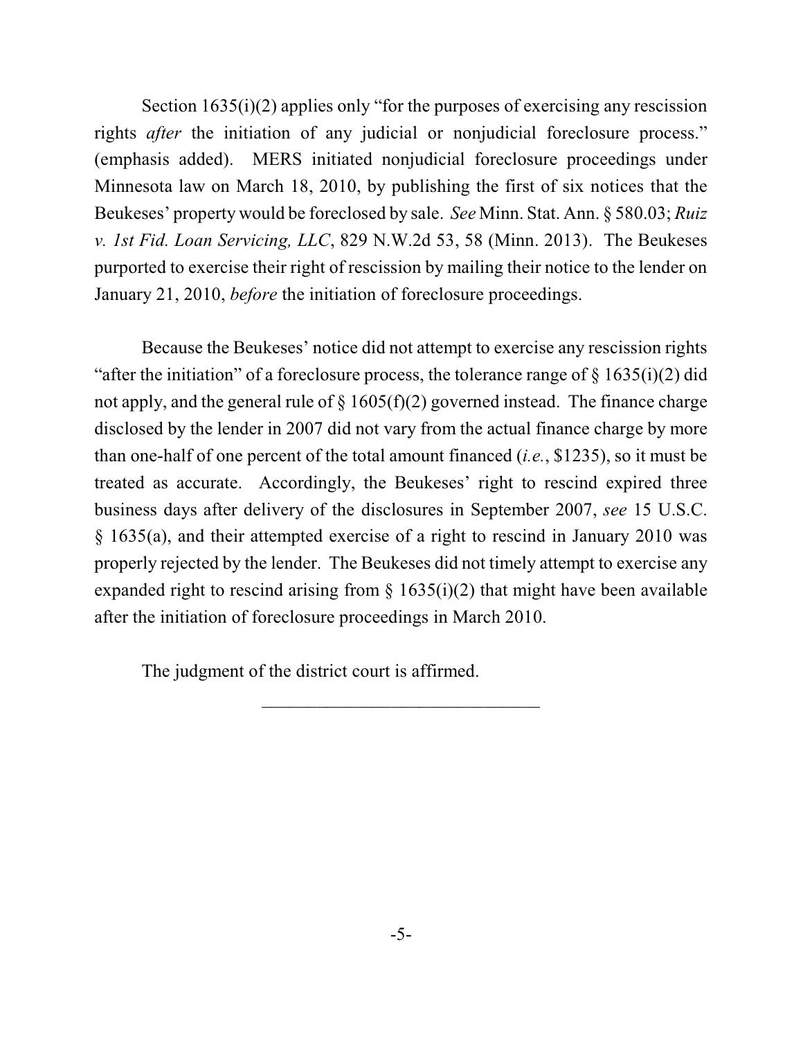Section 1635(i)(2) applies only "for the purposes of exercising any rescission rights *after* the initiation of any judicial or nonjudicial foreclosure process." (emphasis added). MERS initiated nonjudicial foreclosure proceedings under Minnesota law on March 18, 2010, by publishing the first of six notices that the Beukeses' property would be foreclosed by sale. *See* Minn. Stat. Ann. § 580.03; *Ruiz v. 1st Fid. Loan Servicing, LLC*, 829 N.W.2d 53, 58 (Minn. 2013). The Beukeses purported to exercise their right of rescission by mailing their notice to the lender on January 21, 2010, *before* the initiation of foreclosure proceedings.

Because the Beukeses' notice did not attempt to exercise any rescission rights "after the initiation" of a foreclosure process, the tolerance range of § 1635(i)(2) did not apply, and the general rule of § 1605(f)(2) governed instead. The finance charge disclosed by the lender in 2007 did not vary from the actual finance charge by more than one-half of one percent of the total amount financed (*i.e.*, $1235), so it must be treated as accurate. Accordingly, the Beukeses' right to rescind expired three business days after delivery of the disclosures in September 2007, *see* 15 U.S.C. § 1635(a), and their attempted exercise of a right to rescind in January 2010 was properly rejected by the lender. The Beukeses did not timely attempt to exercise any expanded right to rescind arising from § 1635(i)(2) that might have been available after the initiation of foreclosure proceedings in March 2010.

The judgment of the district court is affirmed.

______________________________